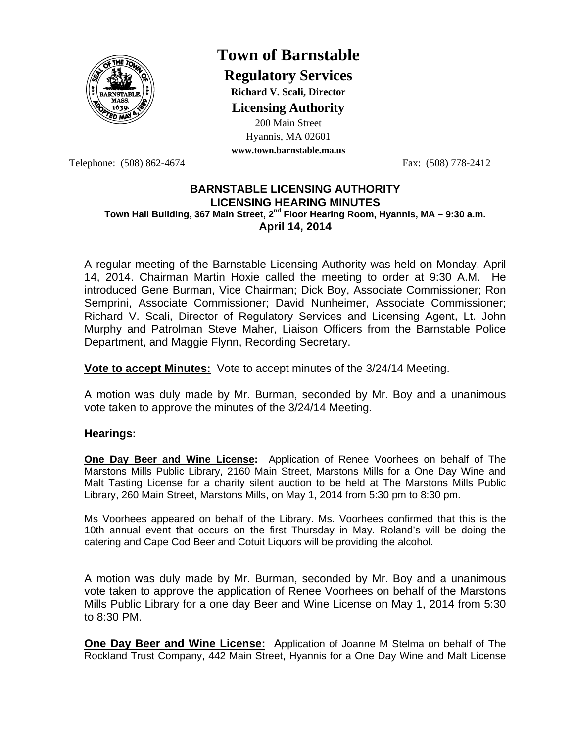# Town of Barnstable

## Regulatory Services

**Richard V. Scali, Director**

## Licensing Authority

200 Main Street
Hyannis, MA 02601
**www.town.barnstable.ma.us**

Telephone: (508) 862-4674 Fax: (508) 778-2412

**BARNSTABLE LICENSING AUTHORITY**
**LICENSING HEARING MINUTES**
**Town Hall Building, 367 Main Street, 2nd Floor Hearing Room, Hyannis, MA – 9:30 a.m.**
**April 14, 2014**

A regular meeting of the Barnstable Licensing Authority was held on Monday, April 14, 2014. Chairman Martin Hoxie called the meeting to order at 9:30 A.M. He introduced Gene Burman, Vice Chairman; Dick Boy, Associate Commissioner; Ron Semprini, Associate Commissioner; David Nunheimer, Associate Commissioner; Richard V. Scali, Director of Regulatory Services and Licensing Agent, Lt. John Murphy and Patrolman Steve Maher, Liaison Officers from the Barnstable Police Department, and Maggie Flynn, Recording Secretary.

**Vote to accept Minutes:** Vote to accept minutes of the 3/24/14 Meeting.

A motion was duly made by Mr. Burman, seconded by Mr. Boy and a unanimous vote taken to approve the minutes of the 3/24/14 Meeting.

### Hearings:

**One Day Beer and Wine License:** Application of Renee Voorhees on behalf of The Marstons Mills Public Library, 2160 Main Street, Marstons Mills for a One Day Wine and Malt Tasting License for a charity silent auction to be held at The Marstons Mills Public Library, 260 Main Street, Marstons Mills, on May 1, 2014 from 5:30 pm to 8:30 pm.

Ms Voorhees appeared on behalf of the Library. Ms. Voorhees confirmed that this is the 10th annual event that occurs on the first Thursday in May. Roland's will be doing the catering and Cape Cod Beer and Cotuit Liquors will be providing the alcohol.

A motion was duly made by Mr. Burman, seconded by Mr. Boy and a unanimous vote taken to approve the application of Renee Voorhees on behalf of the Marstons Mills Public Library for a one day Beer and Wine License on May 1, 2014 from 5:30 to 8:30 PM.

**One Day Beer and Wine License:** Application of Joanne M Stelma on behalf of The Rockland Trust Company, 442 Main Street, Hyannis for a One Day Wine and Malt License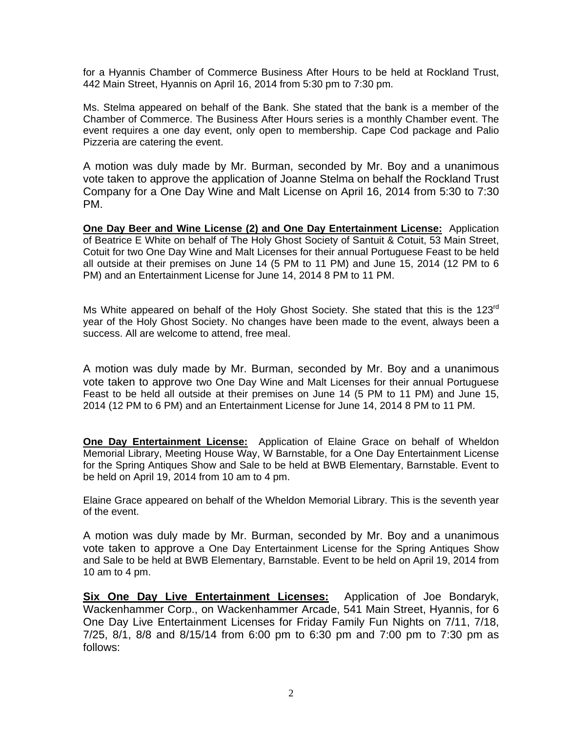for a Hyannis Chamber of Commerce Business After Hours to be held at Rockland Trust, 442 Main Street, Hyannis on April 16, 2014 from 5:30 pm to 7:30 pm.

Ms. Stelma appeared on behalf of the Bank. She stated that the bank is a member of the Chamber of Commerce. The Business After Hours series is a monthly Chamber event. The event requires a one day event, only open to membership. Cape Cod package and Palio Pizzeria are catering the event.

A motion was duly made by Mr. Burman, seconded by Mr. Boy and a unanimous vote taken to approve the application of Joanne Stelma on behalf the Rockland Trust Company for a One Day Wine and Malt License on April 16, 2014 from 5:30 to 7:30 PM.

**One Day Beer and Wine License (2) and One Day Entertainment License:** Application of Beatrice E White on behalf of The Holy Ghost Society of Santuit & Cotuit, 53 Main Street, Cotuit for two One Day Wine and Malt Licenses for their annual Portuguese Feast to be held all outside at their premises on June 14 (5 PM to 11 PM) and June 15, 2014 (12 PM to 6 PM) and an Entertainment License for June 14, 2014 8 PM to 11 PM.

Ms White appeared on behalf of the Holy Ghost Society. She stated that this is the 123rd year of the Holy Ghost Society. No changes have been made to the event, always been a success. All are welcome to attend, free meal.

A motion was duly made by Mr. Burman, seconded by Mr. Boy and a unanimous vote taken to approve two One Day Wine and Malt Licenses for their annual Portuguese Feast to be held all outside at their premises on June 14 (5 PM to 11 PM) and June 15, 2014 (12 PM to 6 PM) and an Entertainment License for June 14, 2014 8 PM to 11 PM.

**One Day Entertainment License:** Application of Elaine Grace on behalf of Wheldon Memorial Library, Meeting House Way, W Barnstable, for a One Day Entertainment License for the Spring Antiques Show and Sale to be held at BWB Elementary, Barnstable. Event to be held on April 19, 2014 from 10 am to 4 pm.

Elaine Grace appeared on behalf of the Wheldon Memorial Library. This is the seventh year of the event.

A motion was duly made by Mr. Burman, seconded by Mr. Boy and a unanimous vote taken to approve a One Day Entertainment License for the Spring Antiques Show and Sale to be held at BWB Elementary, Barnstable. Event to be held on April 19, 2014 from 10 am to 4 pm.

**Six One Day Live Entertainment Licenses:** Application of Joe Bondaryk, Wackenhammer Corp., on Wackenhammer Arcade, 541 Main Street, Hyannis, for 6 One Day Live Entertainment Licenses for Friday Family Fun Nights on 7/11, 7/18, 7/25, 8/1, 8/8 and 8/15/14 from 6:00 pm to 6:30 pm and 7:00 pm to 7:30 pm as follows: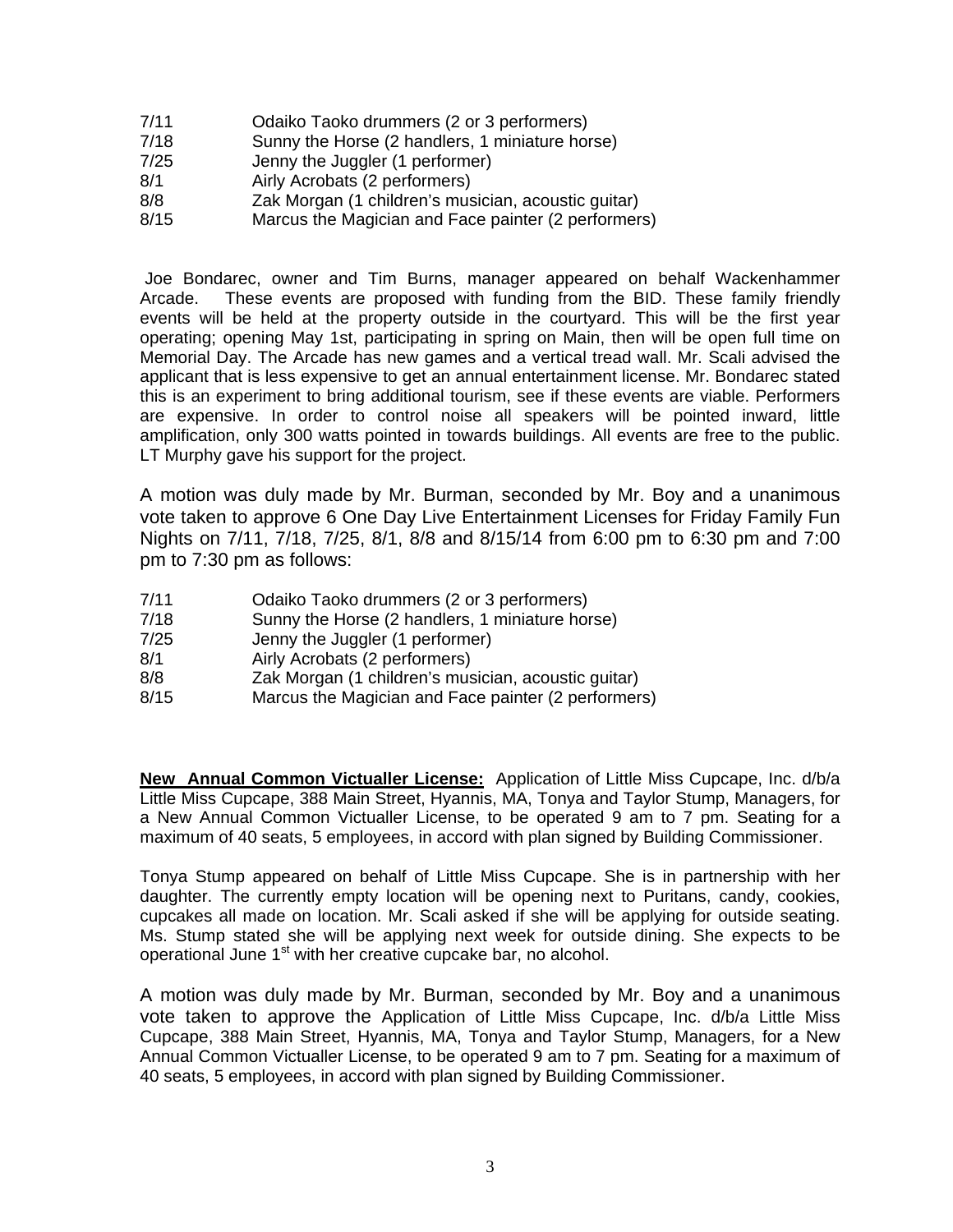| | |
|---|---|
| 7/11 | Odaiko Taoko drummers (2 or 3 performers) |
| 7/18 | Sunny the Horse (2 handlers, 1 miniature horse) |
| 7/25 | Jenny the Juggler (1 performer) |
| 8/1 | Airly Acrobats (2 performers) |
| 8/8 | Zak Morgan (1 children's musician, acoustic guitar) |
| 8/15 | Marcus the Magician and Face painter (2 performers) |

Joe Bondarec, owner and Tim Burns, manager appeared on behalf Wackenhammer Arcade. These events are proposed with funding from the BID. These family friendly events will be held at the property outside in the courtyard. This will be the first year operating; opening May 1st, participating in spring on Main, then will be open full time on Memorial Day. The Arcade has new games and a vertical tread wall. Mr. Scali advised the applicant that is less expensive to get an annual entertainment license. Mr. Bondarec stated this is an experiment to bring additional tourism, see if these events are viable. Performers are expensive. In order to control noise all speakers will be pointed inward, little amplification, only 300 watts pointed in towards buildings. All events are free to the public. LT Murphy gave his support for the project.

A motion was duly made by Mr. Burman, seconded by Mr. Boy and a unanimous vote taken to approve 6 One Day Live Entertainment Licenses for Friday Family Fun Nights on 7/11, 7/18, 7/25, 8/1, 8/8 and 8/15/14 from 6:00 pm to 6:30 pm and 7:00 pm to 7:30 pm as follows:

| | |
|---|---|
| 7/11 | Odaiko Taoko drummers (2 or 3 performers) |
| 7/18 | Sunny the Horse (2 handlers, 1 miniature horse) |
| 7/25 | Jenny the Juggler (1 performer) |
| 8/1 | Airly Acrobats (2 performers) |
| 8/8 | Zak Morgan (1 children's musician, acoustic guitar) |
| 8/15 | Marcus the Magician and Face painter (2 performers) |

**New Annual Common Victualler License:** Application of Little Miss Cupcape, Inc. d/b/a Little Miss Cupcape, 388 Main Street, Hyannis, MA, Tonya and Taylor Stump, Managers, for a New Annual Common Victualler License, to be operated 9 am to 7 pm. Seating for a maximum of 40 seats, 5 employees, in accord with plan signed by Building Commissioner.

Tonya Stump appeared on behalf of Little Miss Cupcape. She is in partnership with her daughter. The currently empty location will be opening next to Puritans, candy, cookies, cupcakes all made on location. Mr. Scali asked if she will be applying for outside seating. Ms. Stump stated she will be applying next week for outside dining. She expects to be operational June 1st with her creative cupcake bar, no alcohol.

A motion was duly made by Mr. Burman, seconded by Mr. Boy and a unanimous vote taken to approve the Application of Little Miss Cupcape, Inc. d/b/a Little Miss Cupcape, 388 Main Street, Hyannis, MA, Tonya and Taylor Stump, Managers, for a New Annual Common Victualler License, to be operated 9 am to 7 pm. Seating for a maximum of 40 seats, 5 employees, in accord with plan signed by Building Commissioner.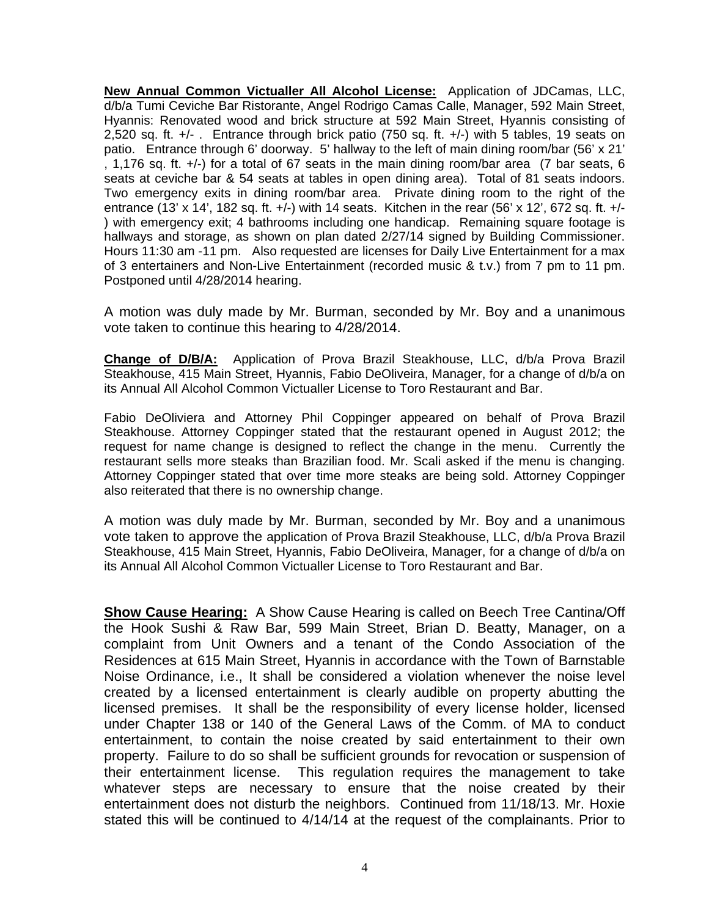**New Annual Common Victualler All Alcohol License:** Application of JDCamas, LLC, d/b/a Tumi Ceviche Bar Ristorante, Angel Rodrigo Camas Calle, Manager, 592 Main Street, Hyannis: Renovated wood and brick structure at 592 Main Street, Hyannis consisting of 2,520 sq. ft. +/- . Entrance through brick patio (750 sq. ft. +/-) with 5 tables, 19 seats on patio. Entrance through 6' doorway. 5' hallway to the left of main dining room/bar (56' x 21' , 1,176 sq. ft. +/-) for a total of 67 seats in the main dining room/bar area (7 bar seats, 6 seats at ceviche bar & 54 seats at tables in open dining area). Total of 81 seats indoors. Two emergency exits in dining room/bar area. Private dining room to the right of the entrance (13' x 14', 182 sq. ft. +/-) with 14 seats. Kitchen in the rear (56' x 12', 672 sq. ft. +/- ) with emergency exit; 4 bathrooms including one handicap. Remaining square footage is hallways and storage, as shown on plan dated 2/27/14 signed by Building Commissioner. Hours 11:30 am -11 pm. Also requested are licenses for Daily Live Entertainment for a max of 3 entertainers and Non-Live Entertainment (recorded music & t.v.) from 7 pm to 11 pm. Postponed until 4/28/2014 hearing.

A motion was duly made by Mr. Burman, seconded by Mr. Boy and a unanimous vote taken to continue this hearing to 4/28/2014.

**Change of D/B/A:** Application of Prova Brazil Steakhouse, LLC, d/b/a Prova Brazil Steakhouse, 415 Main Street, Hyannis, Fabio DeOliveira, Manager, for a change of d/b/a on its Annual All Alcohol Common Victualler License to Toro Restaurant and Bar.

Fabio DeOliviera and Attorney Phil Coppinger appeared on behalf of Prova Brazil Steakhouse. Attorney Coppinger stated that the restaurant opened in August 2012; the request for name change is designed to reflect the change in the menu. Currently the restaurant sells more steaks than Brazilian food. Mr. Scali asked if the menu is changing. Attorney Coppinger stated that over time more steaks are being sold. Attorney Coppinger also reiterated that there is no ownership change.

A motion was duly made by Mr. Burman, seconded by Mr. Boy and a unanimous vote taken to approve the application of Prova Brazil Steakhouse, LLC, d/b/a Prova Brazil Steakhouse, 415 Main Street, Hyannis, Fabio DeOliveira, Manager, for a change of d/b/a on its Annual All Alcohol Common Victualler License to Toro Restaurant and Bar.

**Show Cause Hearing:** A Show Cause Hearing is called on Beech Tree Cantina/Off the Hook Sushi & Raw Bar, 599 Main Street, Brian D. Beatty, Manager, on a complaint from Unit Owners and a tenant of the Condo Association of the Residences at 615 Main Street, Hyannis in accordance with the Town of Barnstable Noise Ordinance, i.e., It shall be considered a violation whenever the noise level created by a licensed entertainment is clearly audible on property abutting the licensed premises. It shall be the responsibility of every license holder, licensed under Chapter 138 or 140 of the General Laws of the Comm. of MA to conduct entertainment, to contain the noise created by said entertainment to their own property. Failure to do so shall be sufficient grounds for revocation or suspension of their entertainment license. This regulation requires the management to take whatever steps are necessary to ensure that the noise created by their entertainment does not disturb the neighbors. Continued from 11/18/13. Mr. Hoxie stated this will be continued to 4/14/14 at the request of the complainants. Prior to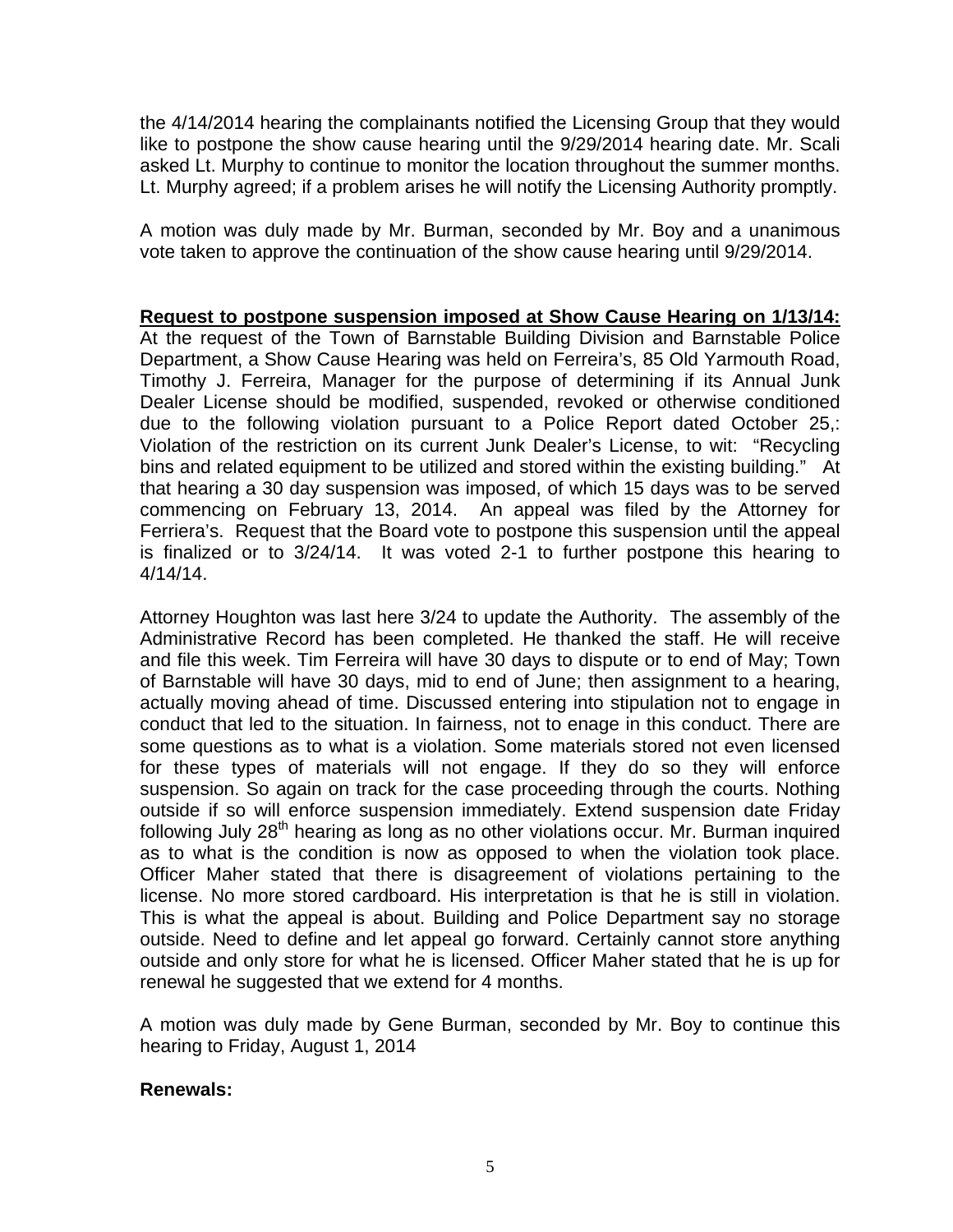the 4/14/2014 hearing the complainants notified the Licensing Group that they would like to postpone the show cause hearing until the 9/29/2014 hearing date. Mr. Scali asked Lt. Murphy to continue to monitor the location throughout the summer months. Lt. Murphy agreed; if a problem arises he will notify the Licensing Authority promptly.

A motion was duly made by Mr. Burman, seconded by Mr. Boy and a unanimous vote taken to approve the continuation of the show cause hearing until 9/29/2014.

**Request to postpone suspension imposed at Show Cause Hearing on 1/13/14:** At the request of the Town of Barnstable Building Division and Barnstable Police Department, a Show Cause Hearing was held on Ferreira's, 85 Old Yarmouth Road, Timothy J. Ferreira, Manager for the purpose of determining if its Annual Junk Dealer License should be modified, suspended, revoked or otherwise conditioned due to the following violation pursuant to a Police Report dated October 25,: Violation of the restriction on its current Junk Dealer's License, to wit: "Recycling bins and related equipment to be utilized and stored within the existing building." At that hearing a 30 day suspension was imposed, of which 15 days was to be served commencing on February 13, 2014. An appeal was filed by the Attorney for Ferriera's. Request that the Board vote to postpone this suspension until the appeal is finalized or to 3/24/14. It was voted 2-1 to further postpone this hearing to 4/14/14.

Attorney Houghton was last here 3/24 to update the Authority. The assembly of the Administrative Record has been completed. He thanked the staff. He will receive and file this week. Tim Ferreira will have 30 days to dispute or to end of May; Town of Barnstable will have 30 days, mid to end of June; then assignment to a hearing, actually moving ahead of time. Discussed entering into stipulation not to engage in conduct that led to the situation. In fairness, not to enage in this conduct. There are some questions as to what is a violation. Some materials stored not even licensed for these types of materials will not engage. If they do so they will enforce suspension. So again on track for the case proceeding through the courts. Nothing outside if so will enforce suspension immediately. Extend suspension date Friday following July 28th hearing as long as no other violations occur. Mr. Burman inquired as to what is the condition is now as opposed to when the violation took place. Officer Maher stated that there is disagreement of violations pertaining to the license. No more stored cardboard. His interpretation is that he is still in violation. This is what the appeal is about. Building and Police Department say no storage outside. Need to define and let appeal go forward. Certainly cannot store anything outside and only store for what he is licensed. Officer Maher stated that he is up for renewal he suggested that we extend for 4 months.

A motion was duly made by Gene Burman, seconded by Mr. Boy to continue this hearing to Friday, August 1, 2014

**Renewals:**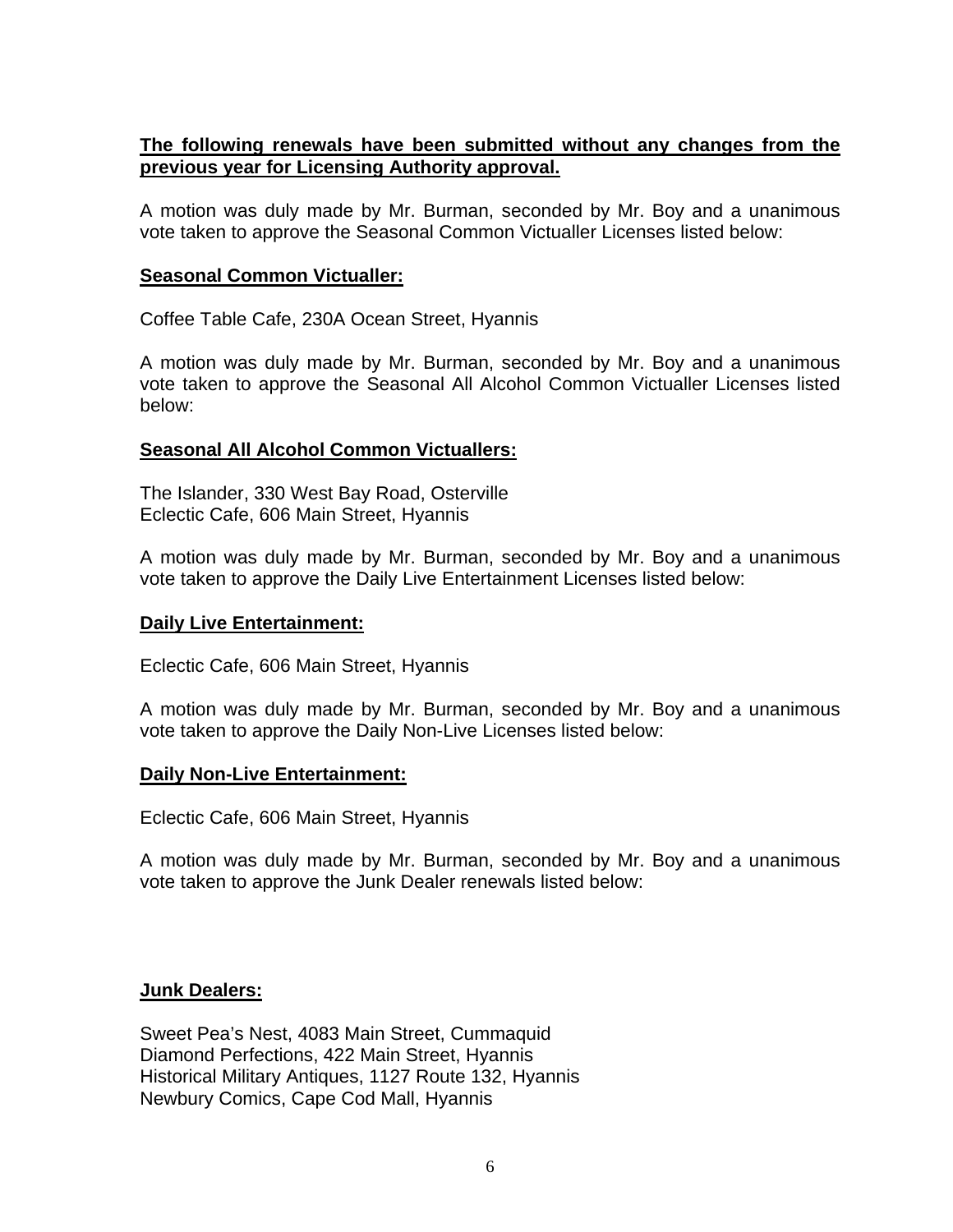**The following renewals have been submitted without any changes from the previous year for Licensing Authority approval.**

A motion was duly made by Mr. Burman, seconded by Mr. Boy and a unanimous vote taken to approve the Seasonal Common Victualler Licenses listed below:

**Seasonal Common Victualler:**

Coffee Table Cafe, 230A Ocean Street, Hyannis

A motion was duly made by Mr. Burman, seconded by Mr. Boy and a unanimous vote taken to approve the Seasonal All Alcohol Common Victualler Licenses listed below:

**Seasonal All Alcohol Common Victuallers:**

The Islander, 330 West Bay Road, Osterville
Eclectic Cafe, 606 Main Street, Hyannis

A motion was duly made by Mr. Burman, seconded by Mr. Boy and a unanimous vote taken to approve the Daily Live Entertainment Licenses listed below:

**Daily Live Entertainment:**

Eclectic Cafe, 606 Main Street, Hyannis

A motion was duly made by Mr. Burman, seconded by Mr. Boy and a unanimous vote taken to approve the Daily Non-Live Licenses listed below:

**Daily Non-Live Entertainment:**

Eclectic Cafe, 606 Main Street, Hyannis

A motion was duly made by Mr. Burman, seconded by Mr. Boy and a unanimous vote taken to approve the Junk Dealer renewals listed below:

**Junk Dealers:**

Sweet Pea's Nest, 4083 Main Street, Cummaquid
Diamond Perfections, 422 Main Street, Hyannis
Historical Military Antiques, 1127 Route 132, Hyannis
Newbury Comics, Cape Cod Mall, Hyannis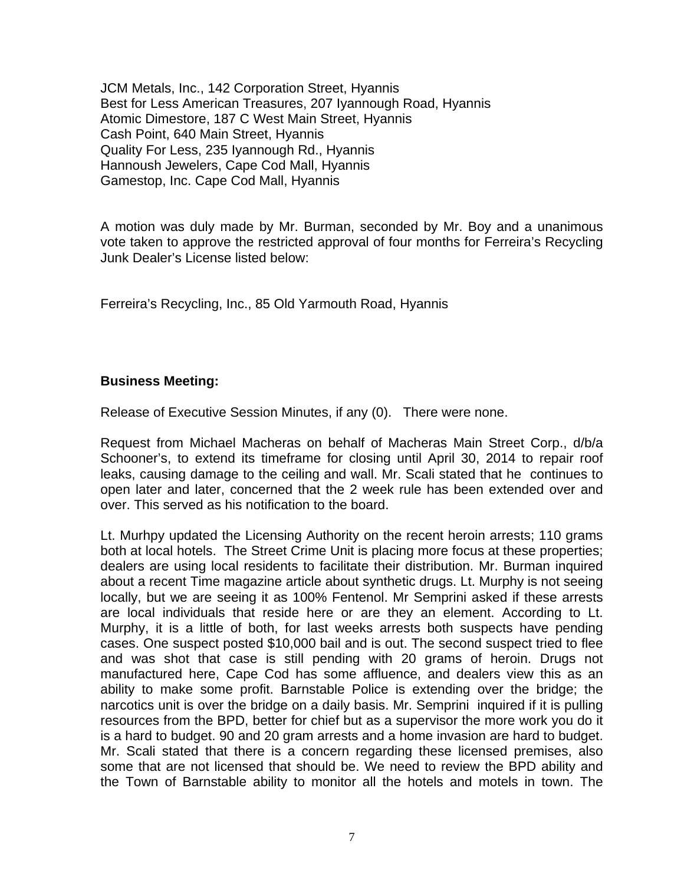JCM Metals, Inc., 142 Corporation Street, Hyannis
Best for Less American Treasures, 207 Iyannough Road, Hyannis
Atomic Dimestore, 187 C West Main Street, Hyannis
Cash Point, 640 Main Street, Hyannis
Quality For Less, 235 Iyannough Rd., Hyannis
Hannoush Jewelers, Cape Cod Mall, Hyannis
Gamestop, Inc. Cape Cod Mall, Hyannis

A motion was duly made by Mr. Burman, seconded by Mr. Boy and a unanimous vote taken to approve the restricted approval of four months for Ferreira's Recycling Junk Dealer's License listed below:

Ferreira's Recycling, Inc., 85 Old Yarmouth Road, Hyannis

**Business Meeting:**

Release of Executive Session Minutes, if any (0). There were none.

Request from Michael Macheras on behalf of Macheras Main Street Corp., d/b/a Schooner's, to extend its timeframe for closing until April 30, 2014 to repair roof leaks, causing damage to the ceiling and wall. Mr. Scali stated that he continues to open later and later, concerned that the 2 week rule has been extended over and over. This served as his notification to the board.

Lt. Murhpy updated the Licensing Authority on the recent heroin arrests; 110 grams both at local hotels. The Street Crime Unit is placing more focus at these properties; dealers are using local residents to facilitate their distribution. Mr. Burman inquired about a recent Time magazine article about synthetic drugs. Lt. Murphy is not seeing locally, but we are seeing it as 100% Fentenol. Mr Semprini asked if these arrests are local individuals that reside here or are they an element. According to Lt. Murphy, it is a little of both, for last weeks arrests both suspects have pending cases. One suspect posted $10,000 bail and is out. The second suspect tried to flee and was shot that case is still pending with 20 grams of heroin. Drugs not manufactured here, Cape Cod has some affluence, and dealers view this as an ability to make some profit. Barnstable Police is extending over the bridge; the narcotics unit is over the bridge on a daily basis. Mr. Semprini inquired if it is pulling resources from the BPD, better for chief but as a supervisor the more work you do it is a hard to budget. 90 and 20 gram arrests and a home invasion are hard to budget. Mr. Scali stated that there is a concern regarding these licensed premises, also some that are not licensed that should be. We need to review the BPD ability and the Town of Barnstable ability to monitor all the hotels and motels in town. The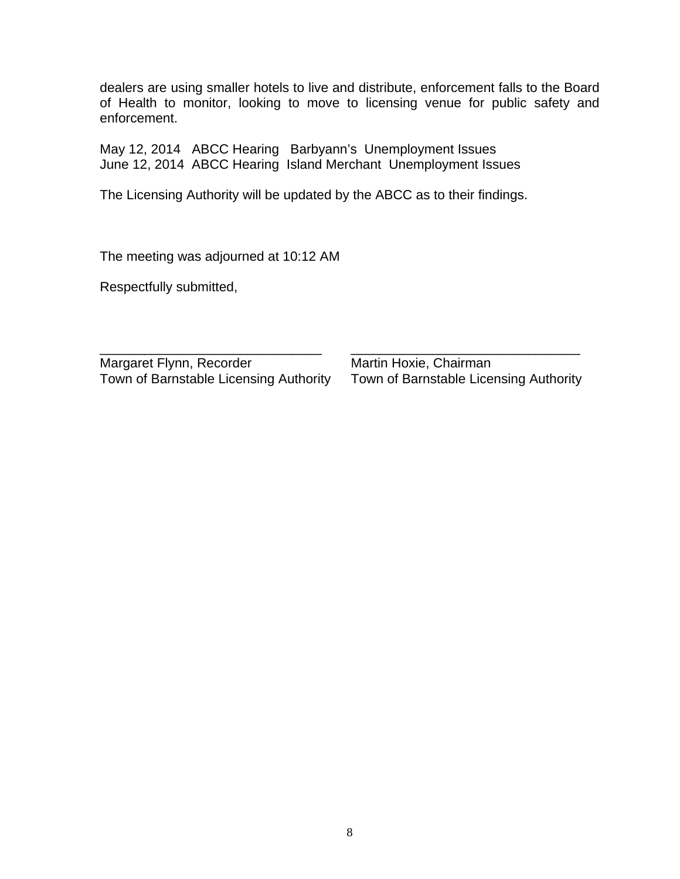dealers are using smaller hotels to live and distribute, enforcement falls to the Board of Health to monitor, looking to move to licensing venue for public safety and enforcement.

May 12, 2014 ABCC Hearing Barbyann's Unemployment Issues
June 12, 2014 ABCC Hearing Island Merchant Unemployment Issues

The Licensing Authority will be updated by the ABCC as to their findings.

The meeting was adjourned at 10:12 AM

Respectfully submitted,

| | |
|---|---|
| _______________________________ | _______________________________ |
| Margaret Flynn, Recorder | Martin Hoxie, Chairman |
| Town of Barnstable Licensing Authority | Town of Barnstable Licensing Authority |